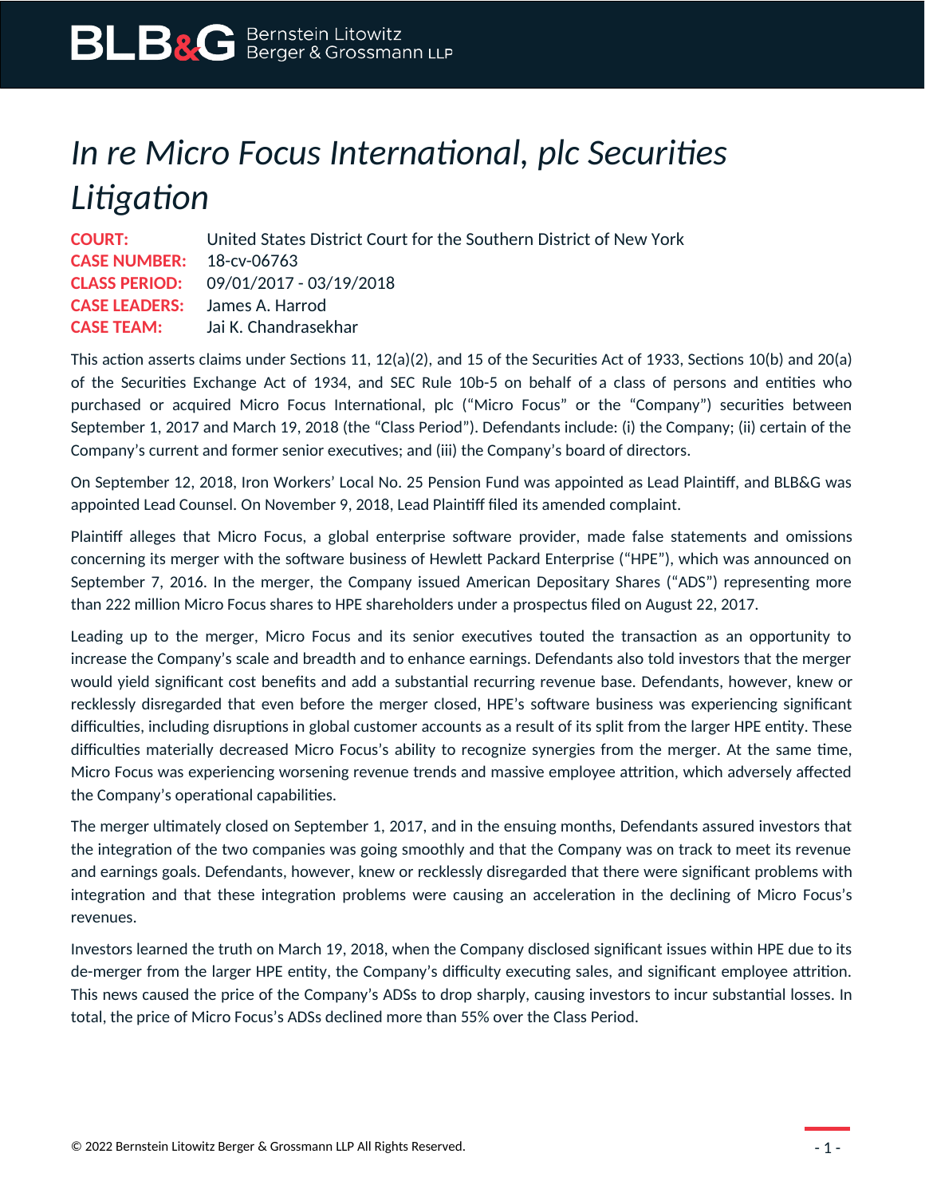# *In re Micro Focus International, plc Securities Litigation*

**COURT:** United States District Court for the Southern District of New York
**CASE NUMBER:** 18-cv-06763
**CLASS PERIOD:** 09/01/2017 - 03/19/2018
**CASE LEADERS:** James A. Harrod
**CASE TEAM:** Jai K. Chandrasekhar

This action asserts claims under Sections 11, 12(a)(2), and 15 of the Securities Act of 1933, Sections 10(b) and 20(a) of the Securities Exchange Act of 1934, and SEC Rule 10b-5 on behalf of a class of persons and entities who purchased or acquired Micro Focus International, plc ("Micro Focus" or the "Company") securities between September 1, 2017 and March 19, 2018 (the "Class Period"). Defendants include: (i) the Company; (ii) certain of the Company's current and former senior executives; and (iii) the Company's board of directors.

On September 12, 2018, Iron Workers' Local No. 25 Pension Fund was appointed as Lead Plaintiff, and BLB&G was appointed Lead Counsel. On November 9, 2018, Lead Plaintiff filed its amended complaint.

Plaintiff alleges that Micro Focus, a global enterprise software provider, made false statements and omissions concerning its merger with the software business of Hewlett Packard Enterprise ("HPE"), which was announced on September 7, 2016. In the merger, the Company issued American Depositary Shares ("ADS") representing more than 222 million Micro Focus shares to HPE shareholders under a prospectus filed on August 22, 2017.

Leading up to the merger, Micro Focus and its senior executives touted the transaction as an opportunity to increase the Company's scale and breadth and to enhance earnings. Defendants also told investors that the merger would yield significant cost benefits and add a substantial recurring revenue base. Defendants, however, knew or recklessly disregarded that even before the merger closed, HPE's software business was experiencing significant difficulties, including disruptions in global customer accounts as a result of its split from the larger HPE entity. These difficulties materially decreased Micro Focus's ability to recognize synergies from the merger. At the same time, Micro Focus was experiencing worsening revenue trends and massive employee attrition, which adversely affected the Company's operational capabilities.

The merger ultimately closed on September 1, 2017, and in the ensuing months, Defendants assured investors that the integration of the two companies was going smoothly and that the Company was on track to meet its revenue and earnings goals. Defendants, however, knew or recklessly disregarded that there were significant problems with integration and that these integration problems were causing an acceleration in the declining of Micro Focus's revenues.

Investors learned the truth on March 19, 2018, when the Company disclosed significant issues within HPE due to its de-merger from the larger HPE entity, the Company's difficulty executing sales, and significant employee attrition. This news caused the price of the Company's ADSs to drop sharply, causing investors to incur substantial losses. In total, the price of Micro Focus's ADSs declined more than 55% over the Class Period.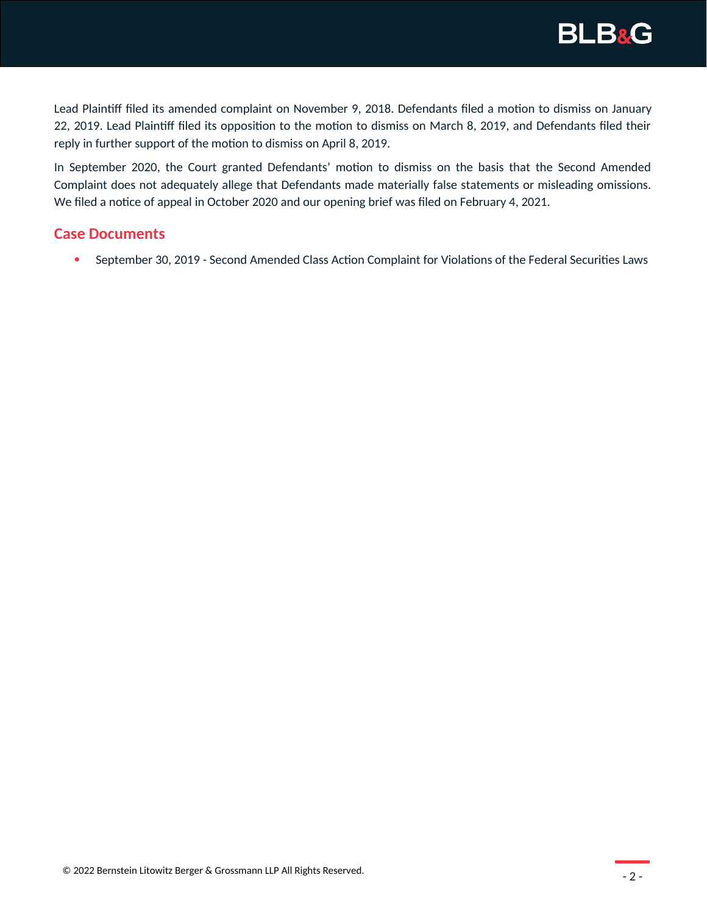Lead Plaintiff filed its amended complaint on November 9, 2018. Defendants filed a motion to dismiss on January 22, 2019. Lead Plaintiff filed its opposition to the motion to dismiss on March 8, 2019, and Defendants filed their reply in further support of the motion to dismiss on April 8, 2019.

In September 2020, the Court granted Defendants' motion to dismiss on the basis that the Second Amended Complaint does not adequately allege that Defendants made materially false statements or misleading omissions. We filed a notice of appeal in October 2020 and our opening brief was filed on February 4, 2021.

## Case Documents

- September 30, 2019 - Second Amended Class Action Complaint for Violations of the Federal Securities Laws

© 2022 Bernstein Litowitz Berger & Grossmann LLP All Rights Reserved.